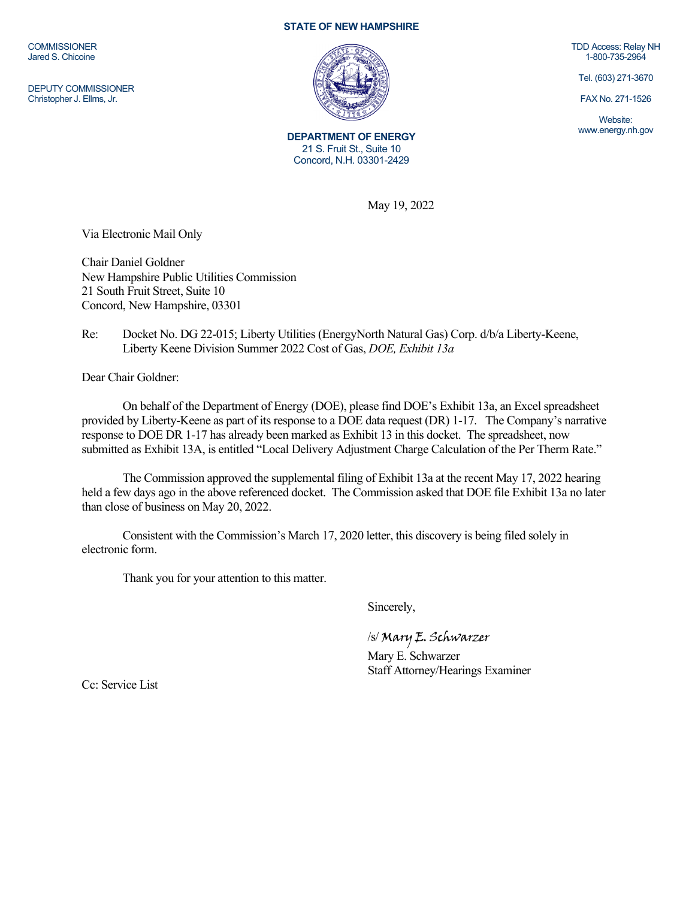**STATE OF NEW HAMPSHIRE**

COMMISSIONER
Jared S. Chicoine

DEPUTY COMMISSIONER
Christopher J. Ellms, Jr.

TDD Access: Relay NH
1-800-735-2964

Tel. (603) 271-3670

FAX No. 271-1526

Website:
www.energy.nh.gov

**DEPARTMENT OF ENERGY**
21 S. Fruit St., Suite 10
Concord, N.H. 03301-2429

May 19, 2022

Via Electronic Mail Only

Chair Daniel Goldner
New Hampshire Public Utilities Commission
21 South Fruit Street, Suite 10
Concord, New Hampshire, 03301

Re: Docket No. DG 22-015; Liberty Utilities (EnergyNorth Natural Gas) Corp. d/b/a Liberty-Keene, Liberty Keene Division Summer 2022 Cost of Gas, *DOE, Exhibit 13a*

Dear Chair Goldner:

On behalf of the Department of Energy (DOE), please find DOE's Exhibit 13a, an Excel spreadsheet provided by Liberty-Keene as part of its response to a DOE data request (DR) 1-17. The Company's narrative response to DOE DR 1-17 has already been marked as Exhibit 13 in this docket. The spreadsheet, now submitted as Exhibit 13A, is entitled "Local Delivery Adjustment Charge Calculation of the Per Therm Rate."

The Commission approved the supplemental filing of Exhibit 13a at the recent May 17, 2022 hearing held a few days ago in the above referenced docket. The Commission asked that DOE file Exhibit 13a no later than close of business on May 20, 2022.

Consistent with the Commission's March 17, 2020 letter, this discovery is being filed solely in electronic form.

Thank you for your attention to this matter.

Sincerely,

/s/ *Mary E. Schwarzer*

Mary E. Schwarzer
Staff Attorney/Hearings Examiner

Cc: Service List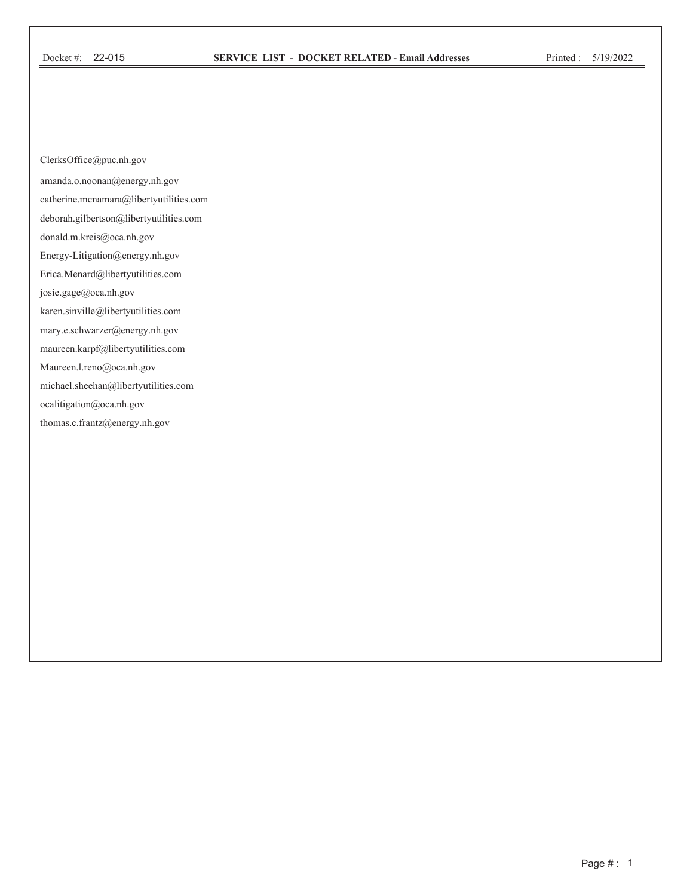Docket #: 22-015 **SERVICE LIST - DOCKET RELATED - Email Addresses** Printed : 5/19/2022

ClerksOffice@puc.nh.gov

amanda.o.noonan@energy.nh.gov

catherine.mcnamara@libertyutilities.com

deborah.gilbertson@libertyutilities.com

donald.m.kreis@oca.nh.gov

Energy-Litigation@energy.nh.gov

Erica.Menard@libertyutilities.com

josie.gage@oca.nh.gov

karen.sinville@libertyutilities.com

mary.e.schwarzer@energy.nh.gov

maureen.karpf@libertyutilities.com

Maureen.l.reno@oca.nh.gov

michael.sheehan@libertyutilities.com

ocalitigation@oca.nh.gov

thomas.c.frantz@energy.nh.gov